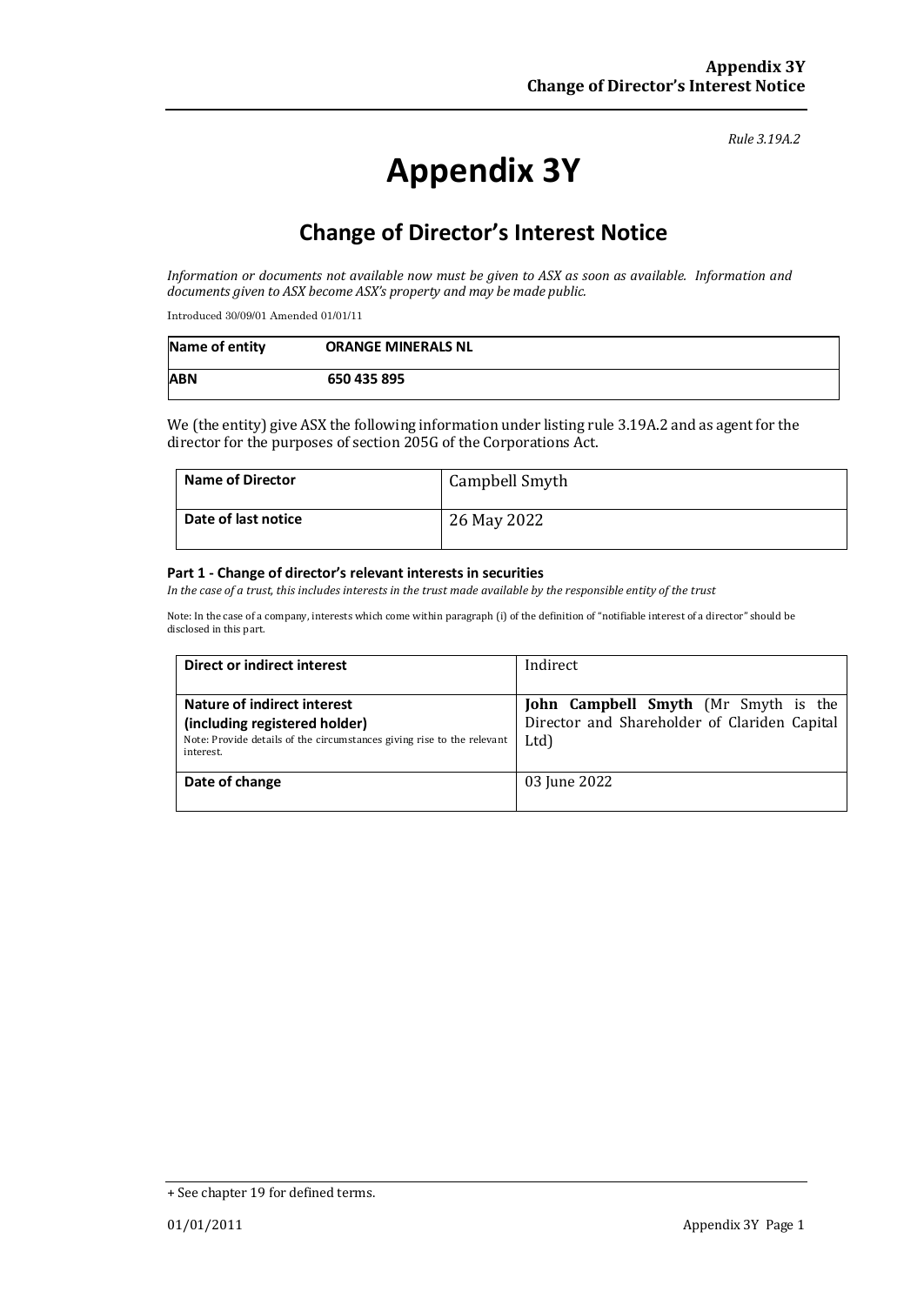*Rule 3.19A.2*

# Appendix 3Y

## Change of Director's Interest Notice

*Information or documents not available now must be given to ASX as soon as available. Information and documents given to ASX become ASX's property and may be made public.*

Introduced 30/09/01 Amended 01/01/11

| **Name of entity** | **ORANGE MINERALS NL** |
|---|---|
| **ABN** | **650 435 895** |

We (the entity) give ASX the following information under listing rule 3.19A.2 and as agent for the director for the purposes of section 205G of the Corporations Act.

| **Name of Director** | Campbell Smyth |
|---|---|
| **Date of last notice** | 26 May 2022 |

#### Part 1 - Change of director's relevant interests in securities

*In the case of a trust, this includes interests in the trust made available by the responsible entity of the trust*

Note: In the case of a company, interests which come within paragraph (i) of the definition of "notifiable interest of a director" should be disclosed in this part.

| **Direct or indirect interest** | Indirect |
|---|---|
| **Nature of indirect interest (including registered holder)** Note: Provide details of the circumstances giving rise to the relevant interest. | **John Campbell Smyth** (Mr Smyth is the Director and Shareholder of Clariden Capital Ltd) |
| **Date of change** | 03 June 2022 |

+ See chapter 19 for defined terms.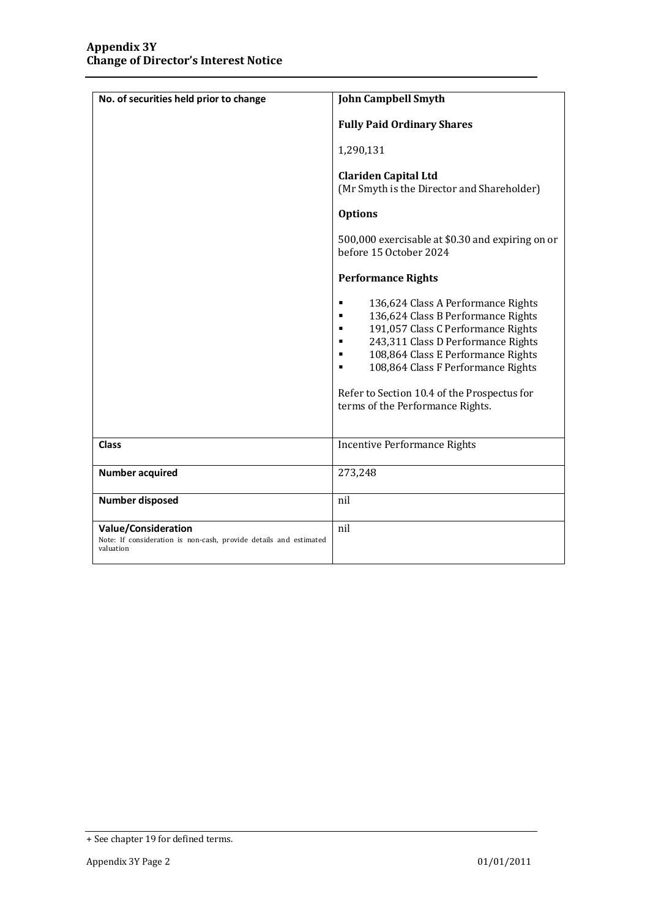| No. of securities held prior to change | **John Campbell Smyth**<br><br>**Fully Paid Ordinary Shares**<br><br>1,290,131<br><br>**Clariden Capital Ltd**<br>(Mr Smyth is the Director and Shareholder)<br><br>**Options**<br><br>500,000 exercisable at $0.30 and expiring on or before 15 October 2024<br><br>**Performance Rights**<br><br>▪ 136,624 Class A Performance Rights<br>▪ 136,624 Class B Performance Rights<br>▪ 191,057 Class C Performance Rights<br>▪ 243,311 Class D Performance Rights<br>▪ 108,864 Class E Performance Rights<br>▪ 108,864 Class F Performance Rights<br><br>Refer to Section 10.4 of the Prospectus for terms of the Performance Rights. |
|---|---|
| **Class** | Incentive Performance Rights |
| **Number acquired** | 273,248 |
| **Number disposed** | nil |
| **Value/Consideration**<br>Note: If consideration is non-cash, provide details and estimated valuation | nil |

+ See chapter 19 for defined terms.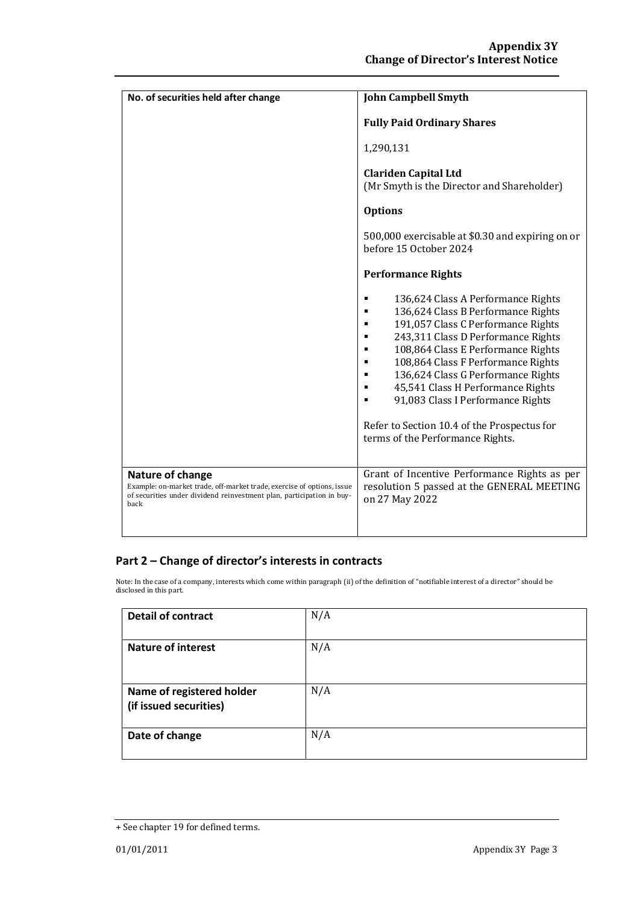| No. of securities held after change | **John Campbell Smyth**<br><br>**Fully Paid Ordinary Shares**<br><br>1,290,131<br><br>**Clariden Capital Ltd**<br>(Mr Smyth is the Director and Shareholder)<br><br>**Options**<br><br>500,000 exercisable at $0.30 and expiring on or before 15 October 2024<br><br>**Performance Rights**<br><br>▪ 136,624 Class A Performance Rights<br>▪ 136,624 Class B Performance Rights<br>▪ 191,057 Class C Performance Rights<br>▪ 243,311 Class D Performance Rights<br>▪ 108,864 Class E Performance Rights<br>▪ 108,864 Class F Performance Rights<br>▪ 136,624 Class G Performance Rights<br>▪ 45,541 Class H Performance Rights<br>▪ 91,083 Class I Performance Rights<br><br>Refer to Section 10.4 of the Prospectus for terms of the Performance Rights. |
|---|---|
| **Nature of change**<br>Example: on-market trade, off-market trade, exercise of options, issue of securities under dividend reinvestment plan, participation in buy-back | Grant of Incentive Performance Rights as per resolution 5 passed at the GENERAL MEETING on 27 May 2022 |

## Part 2 – Change of director's interests in contracts

Note: In the case of a company, interests which come within paragraph (ii) of the definition of "notifiable interest of a director" should be disclosed in this part.

| **Detail of contract** | N/A |
|---|---|
| **Nature of interest** | N/A |
| **Name of registered holder (if issued securities)** | N/A |
| **Date of change** | N/A |

+ See chapter 19 for defined terms.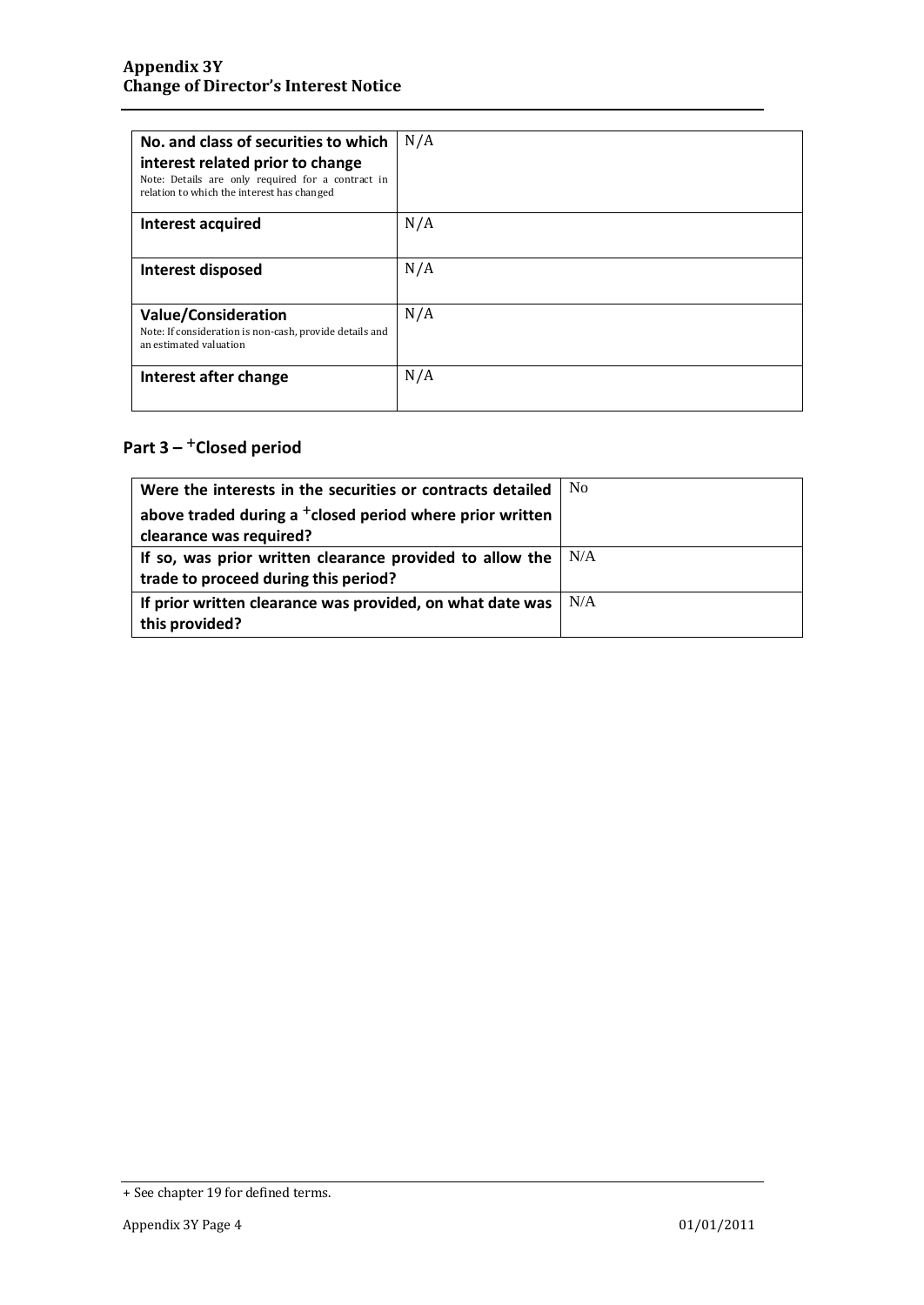| | |
|---|---|
| **No. and class of securities to which interest related prior to change**<br>Note: Details are only required for a contract in relation to which the interest has changed | N/A |
| **Interest acquired** | N/A |
| **Interest disposed** | N/A |
| **Value/Consideration**<br>Note: If consideration is non-cash, provide details and an estimated valuation | N/A |
| **Interest after change** | N/A |

## Part 3 – +Closed period

| | |
|---|---|
| **Were the interests in the securities or contracts detailed above traded during a +closed period where prior written clearance was required?** | No |
| **If so, was prior written clearance provided to allow the trade to proceed during this period?** | N/A |
| **If prior written clearance was provided, on what date was this provided?** | N/A |

+ See chapter 19 for defined terms.